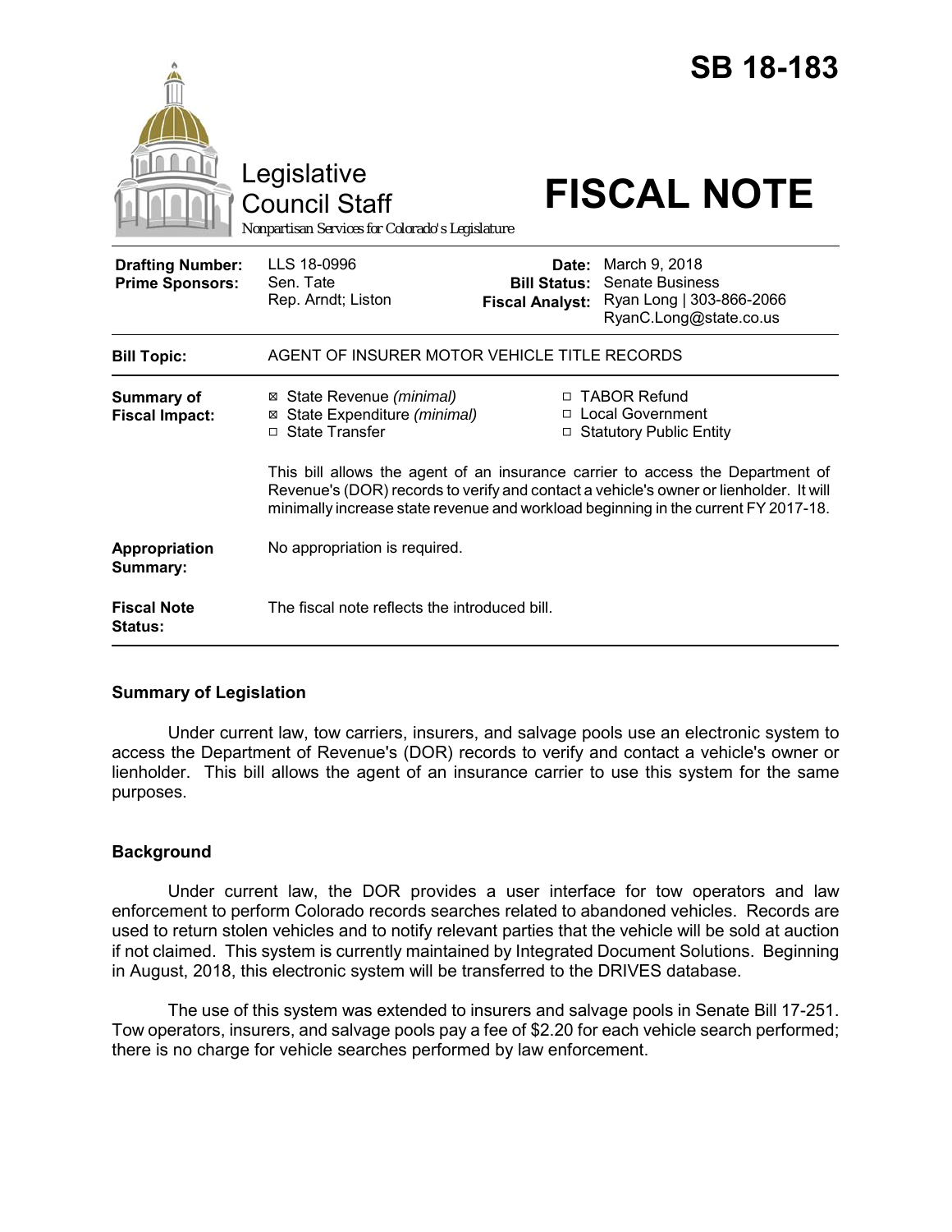# SB 18-183

Legislative Council Staff

*Nonpartisan Services for Colorado's Legislature*

# FISCAL NOTE

| | | | |
|---|---|---|---|
| **Drafting Number:** | LLS 18-0996 | **Date:** | March 9, 2018 |
| **Prime Sponsors:** | Sen. Tate<br>Rep. Arndt; Liston | **Bill Status:** | Senate Business |
| | | **Fiscal Analyst:** | Ryan Long \| 303-866-2066<br>RyanC.Long@state.co.us |

| | |
|---|---|
| **Bill Topic:** | AGENT OF INSURER MOTOR VEHICLE TITLE RECORDS |
| **Summary of Fiscal Impact:** | ☒ State Revenue *(minimal)*<br>☒ State Expenditure *(minimal)*<br>☐ State Transfer<br>☐ TABOR Refund<br>☐ Local Government<br>☐ Statutory Public Entity<br><br>This bill allows the agent of an insurance carrier to access the Department of Revenue's (DOR) records to verify and contact a vehicle's owner or lienholder. It will minimally increase state revenue and workload beginning in the current FY 2017-18. |
| **Appropriation Summary:** | No appropriation is required. |
| **Fiscal Note Status:** | The fiscal note reflects the introduced bill. |

## Summary of Legislation

Under current law, tow carriers, insurers, and salvage pools use an electronic system to access the Department of Revenue's (DOR) records to verify and contact a vehicle's owner or lienholder. This bill allows the agent of an insurance carrier to use this system for the same purposes.

## Background

Under current law, the DOR provides a user interface for tow operators and law enforcement to perform Colorado records searches related to abandoned vehicles. Records are used to return stolen vehicles and to notify relevant parties that the vehicle will be sold at auction if not claimed. This system is currently maintained by Integrated Document Solutions. Beginning in August, 2018, this electronic system will be transferred to the DRIVES database.

The use of this system was extended to insurers and salvage pools in Senate Bill 17-251. Tow operators, insurers, and salvage pools pay a fee of $2.20 for each vehicle search performed; there is no charge for vehicle searches performed by law enforcement.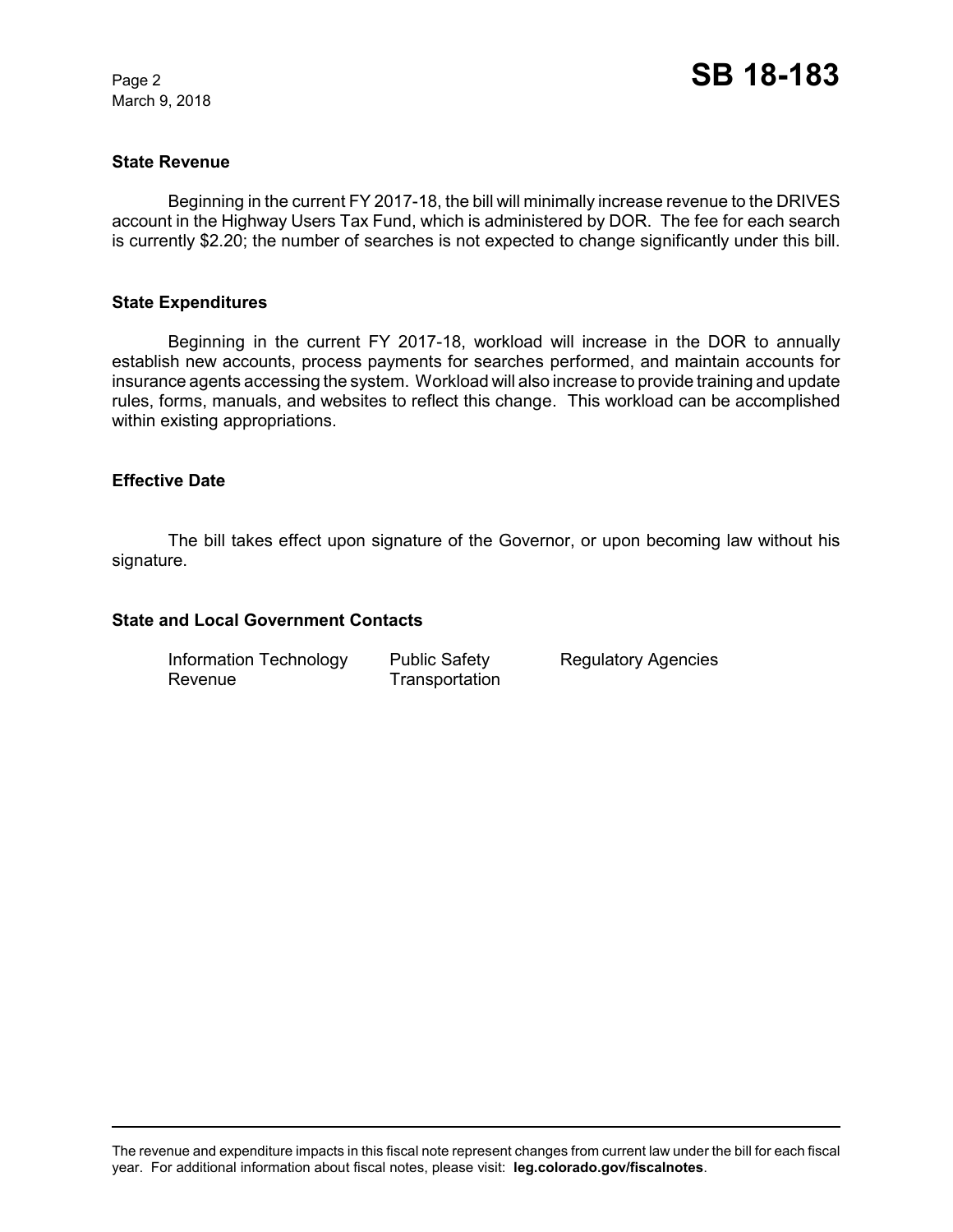### State Revenue

Beginning in the current FY 2017-18, the bill will minimally increase revenue to the DRIVES account in the Highway Users Tax Fund, which is administered by DOR. The fee for each search is currently $2.20; the number of searches is not expected to change significantly under this bill.

### State Expenditures

Beginning in the current FY 2017-18, workload will increase in the DOR to annually establish new accounts, process payments for searches performed, and maintain accounts for insurance agents accessing the system. Workload will also increase to provide training and update rules, forms, manuals, and websites to reflect this change. This workload can be accomplished within existing appropriations.

### Effective Date

The bill takes effect upon signature of the Governor, or upon becoming law without his signature.

### State and Local Government Contacts

| | | |
|---|---|---|
| Information Technology | Public Safety | Regulatory Agencies |
| Revenue | Transportation | |

The revenue and expenditure impacts in this fiscal note represent changes from current law under the bill for each fiscal year. For additional information about fiscal notes, please visit: **leg.colorado.gov/fiscalnotes**.